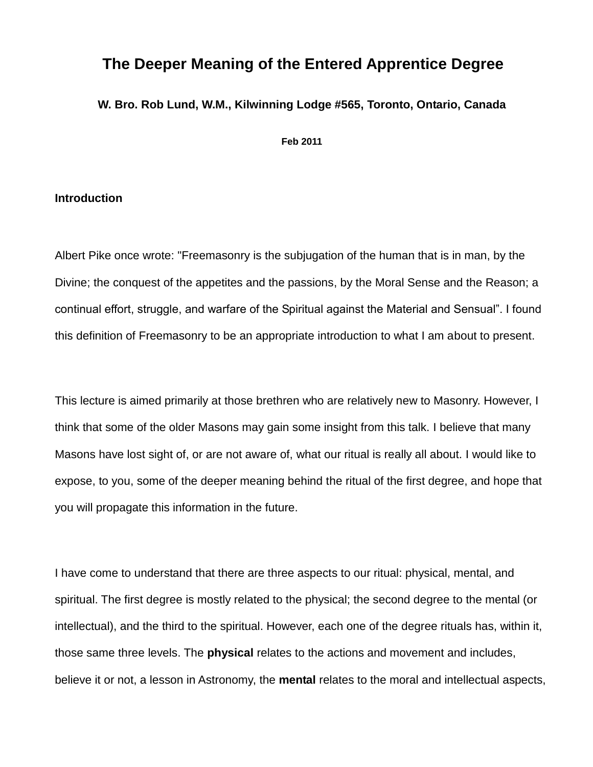# The Deeper Meaning of the Entered Apprentice Degree

**W. Bro. Rob Lund, W.M., Kilwinning Lodge #565, Toronto, Ontario, Canada**

**Feb 2011**

## Introduction

Albert Pike once wrote: "Freemasonry is the subjugation of the human that is in man, by the Divine; the conquest of the appetites and the passions, by the Moral Sense and the Reason; a continual effort, struggle, and warfare of the Spiritual against the Material and Sensual". I found this definition of Freemasonry to be an appropriate introduction to what I am about to present.

This lecture is aimed primarily at those brethren who are relatively new to Masonry. However, I think that some of the older Masons may gain some insight from this talk. I believe that many Masons have lost sight of, or are not aware of, what our ritual is really all about. I would like to expose, to you, some of the deeper meaning behind the ritual of the first degree, and hope that you will propagate this information in the future.

I have come to understand that there are three aspects to our ritual: physical, mental, and spiritual. The first degree is mostly related to the physical; the second degree to the mental (or intellectual), and the third to the spiritual. However, each one of the degree rituals has, within it, those same three levels. The **physical** relates to the actions and movement and includes, believe it or not, a lesson in Astronomy, the **mental** relates to the moral and intellectual aspects,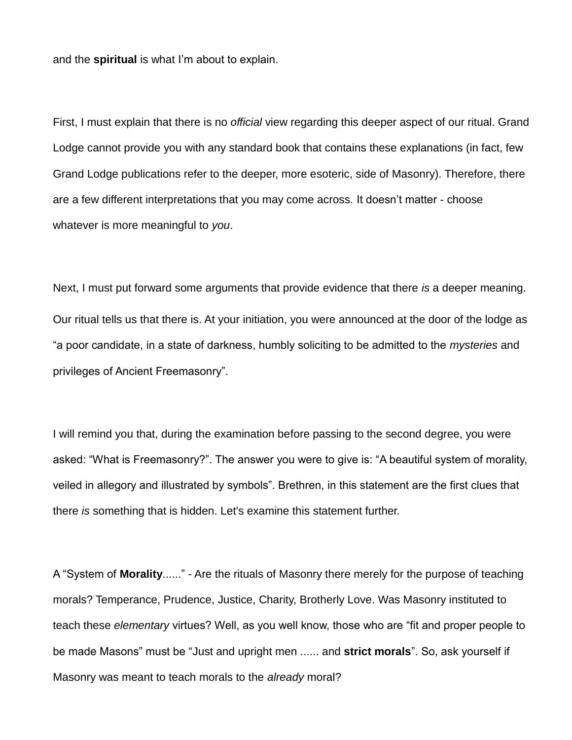and the **spiritual** is what I'm about to explain.

First, I must explain that there is no *official* view regarding this deeper aspect of our ritual. Grand Lodge cannot provide you with any standard book that contains these explanations (in fact, few Grand Lodge publications refer to the deeper, more esoteric, side of Masonry). Therefore, there are a few different interpretations that you may come across. It doesn't matter - choose whatever is more meaningful to *you*.

Next, I must put forward some arguments that provide evidence that there *is* a deeper meaning. Our ritual tells us that there is. At your initiation, you were announced at the door of the lodge as "a poor candidate, in a state of darkness, humbly soliciting to be admitted to the *mysteries* and privileges of Ancient Freemasonry".

I will remind you that, during the examination before passing to the second degree, you were asked: "What is Freemasonry?". The answer you were to give is: "A beautiful system of morality, veiled in allegory and illustrated by symbols". Brethren, in this statement are the first clues that there *is* something that is hidden. Let's examine this statement further.

A "System of **Morality**......" - Are the rituals of Masonry there merely for the purpose of teaching morals? Temperance, Prudence, Justice, Charity, Brotherly Love. Was Masonry instituted to teach these *elementary* virtues? Well, as you well know, those who are "fit and proper people to be made Masons" must be "Just and upright men ...... and **strict morals**". So, ask yourself if Masonry was meant to teach morals to the *already* moral?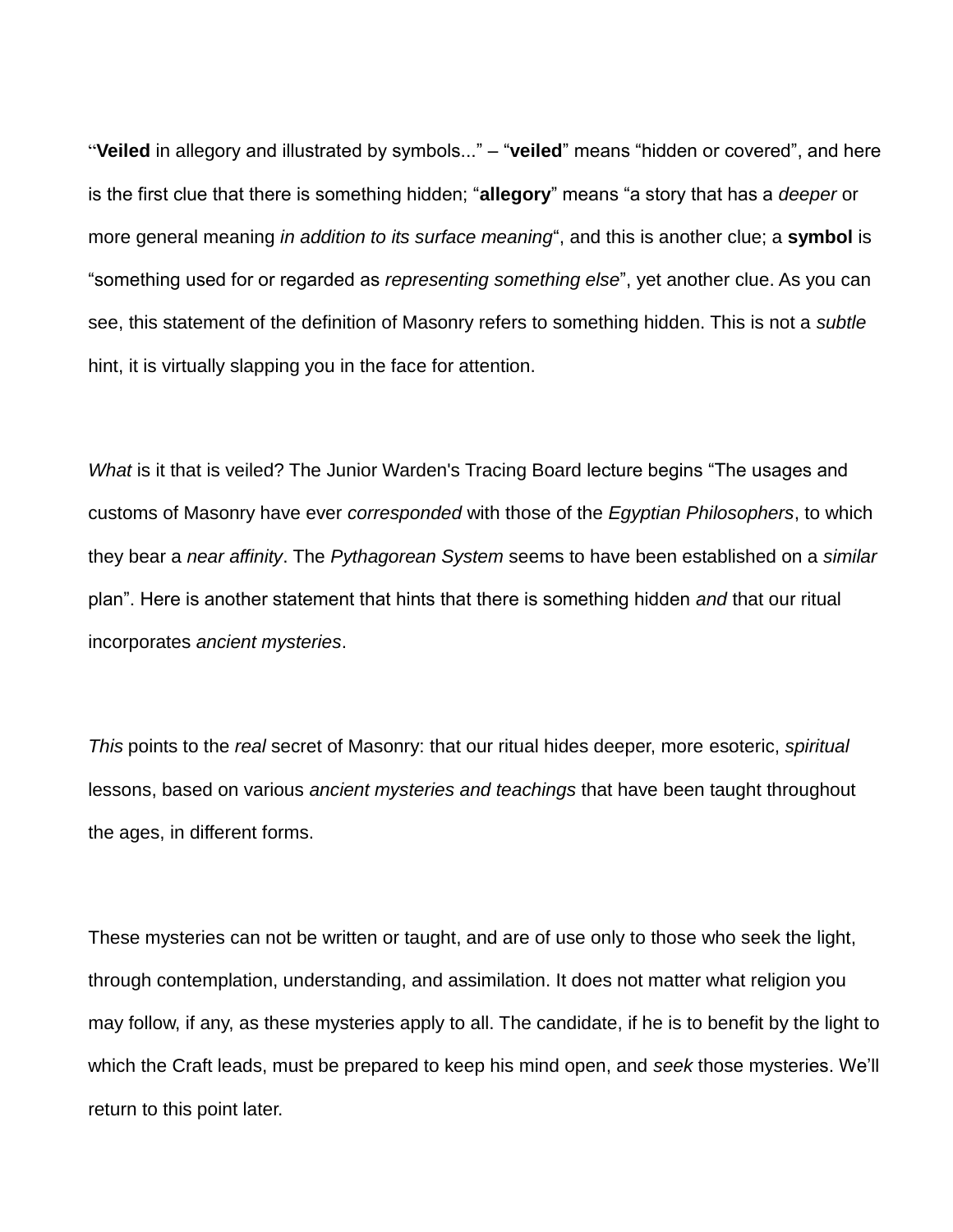“**Veiled** in allegory and illustrated by symbols...” – “**veiled**” means “hidden or covered”, and here is the first clue that there is something hidden; “**allegory**” means “a story that has a *deeper* or more general meaning *in addition to its surface meaning*“, and this is another clue; a **symbol** is “something used for or regarded as *representing something else*”, yet another clue. As you can see, this statement of the definition of Masonry refers to something hidden. This is not a *subtle* hint, it is virtually slapping you in the face for attention.

*What* is it that is veiled? The Junior Warden's Tracing Board lecture begins “The usages and customs of Masonry have ever *corresponded* with those of the *Egyptian Philosophers*, to which they bear a *near affinity*. The *Pythagorean System* seems to have been established on a *similar* plan”. Here is another statement that hints that there is something hidden *and* that our ritual incorporates *ancient mysteries*.

*This* points to the *real* secret of Masonry: that our ritual hides deeper, more esoteric, *spiritual* lessons, based on various *ancient mysteries and teachings* that have been taught throughout the ages, in different forms.

These mysteries can not be written or taught, and are of use only to those who seek the light, through contemplation, understanding, and assimilation. It does not matter what religion you may follow, if any, as these mysteries apply to all. The candidate, if he is to benefit by the light to which the Craft leads, must be prepared to keep his mind open, and *seek* those mysteries. We’ll return to this point later.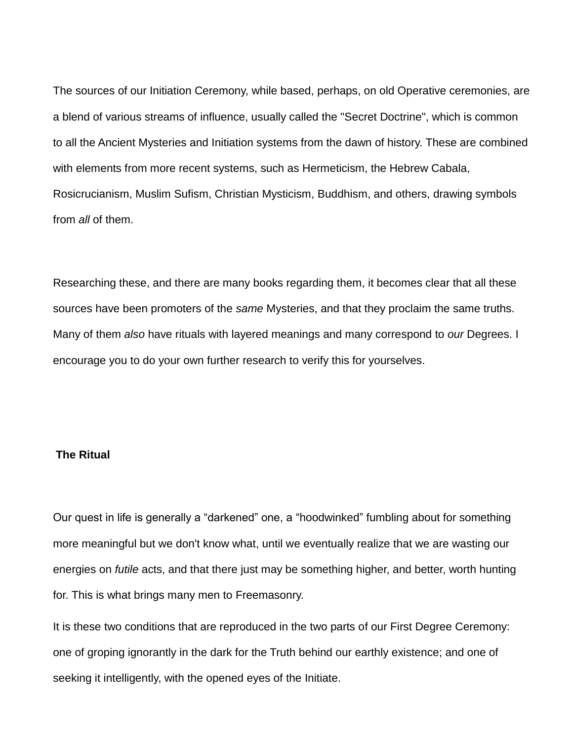The sources of our Initiation Ceremony, while based, perhaps, on old Operative ceremonies, are a blend of various streams of influence, usually called the "Secret Doctrine", which is common to all the Ancient Mysteries and Initiation systems from the dawn of history. These are combined with elements from more recent systems, such as Hermeticism, the Hebrew Cabala, Rosicrucianism, Muslim Sufism, Christian Mysticism, Buddhism, and others, drawing symbols from *all* of them.

Researching these, and there are many books regarding them, it becomes clear that all these sources have been promoters of the *same* Mysteries, and that they proclaim the same truths. Many of them *also* have rituals with layered meanings and many correspond to *our* Degrees. I encourage you to do your own further research to verify this for yourselves.

**The Ritual**

Our quest in life is generally a “darkened” one, a “hoodwinked” fumbling about for something more meaningful but we don't know what, until we eventually realize that we are wasting our energies on *futile* acts, and that there just may be something higher, and better, worth hunting for. This is what brings many men to Freemasonry.

It is these two conditions that are reproduced in the two parts of our First Degree Ceremony: one of groping ignorantly in the dark for the Truth behind our earthly existence; and one of seeking it intelligently, with the opened eyes of the Initiate.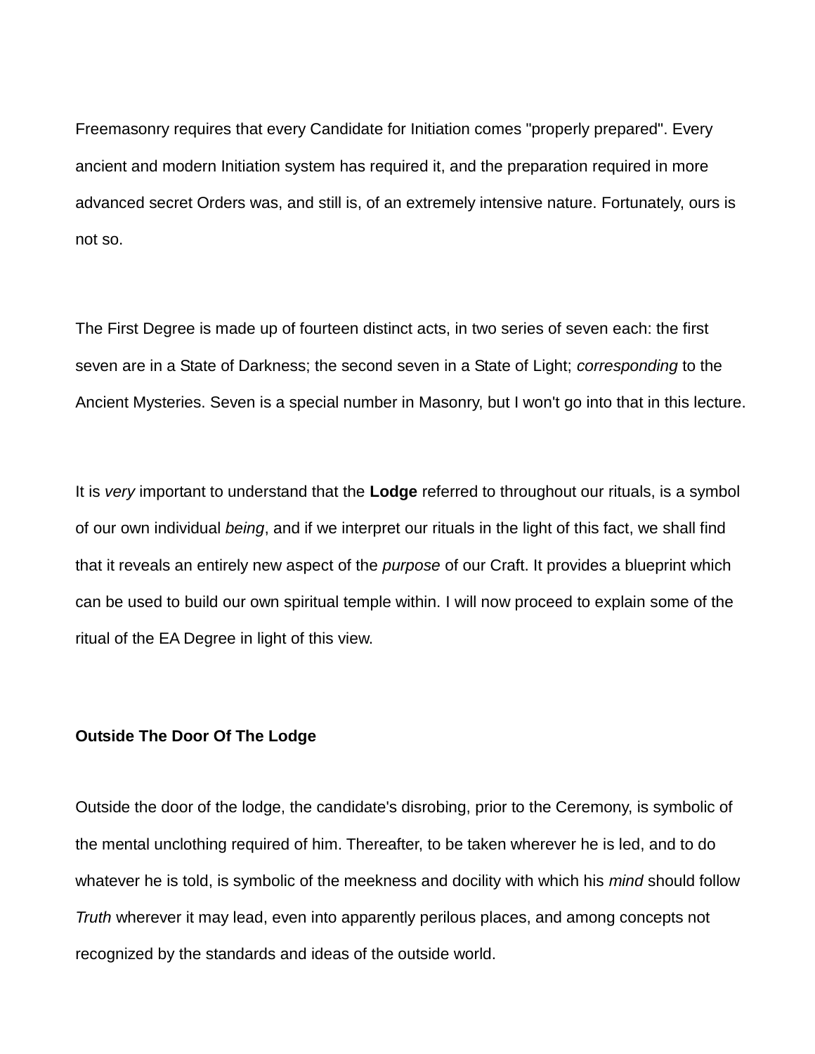Freemasonry requires that every Candidate for Initiation comes "properly prepared". Every ancient and modern Initiation system has required it, and the preparation required in more advanced secret Orders was, and still is, of an extremely intensive nature. Fortunately, ours is not so.

The First Degree is made up of fourteen distinct acts, in two series of seven each: the first seven are in a State of Darkness; the second seven in a State of Light; *corresponding* to the Ancient Mysteries. Seven is a special number in Masonry, but I won't go into that in this lecture.

It is *very* important to understand that the **Lodge** referred to throughout our rituals, is a symbol of our own individual *being*, and if we interpret our rituals in the light of this fact, we shall find that it reveals an entirely new aspect of the *purpose* of our Craft. It provides a blueprint which can be used to build our own spiritual temple within. I will now proceed to explain some of the ritual of the EA Degree in light of this view.

**Outside The Door Of The Lodge**

Outside the door of the lodge, the candidate's disrobing, prior to the Ceremony, is symbolic of the mental unclothing required of him. Thereafter, to be taken wherever he is led, and to do whatever he is told, is symbolic of the meekness and docility with which his *mind* should follow *Truth* wherever it may lead, even into apparently perilous places, and among concepts not recognized by the standards and ideas of the outside world.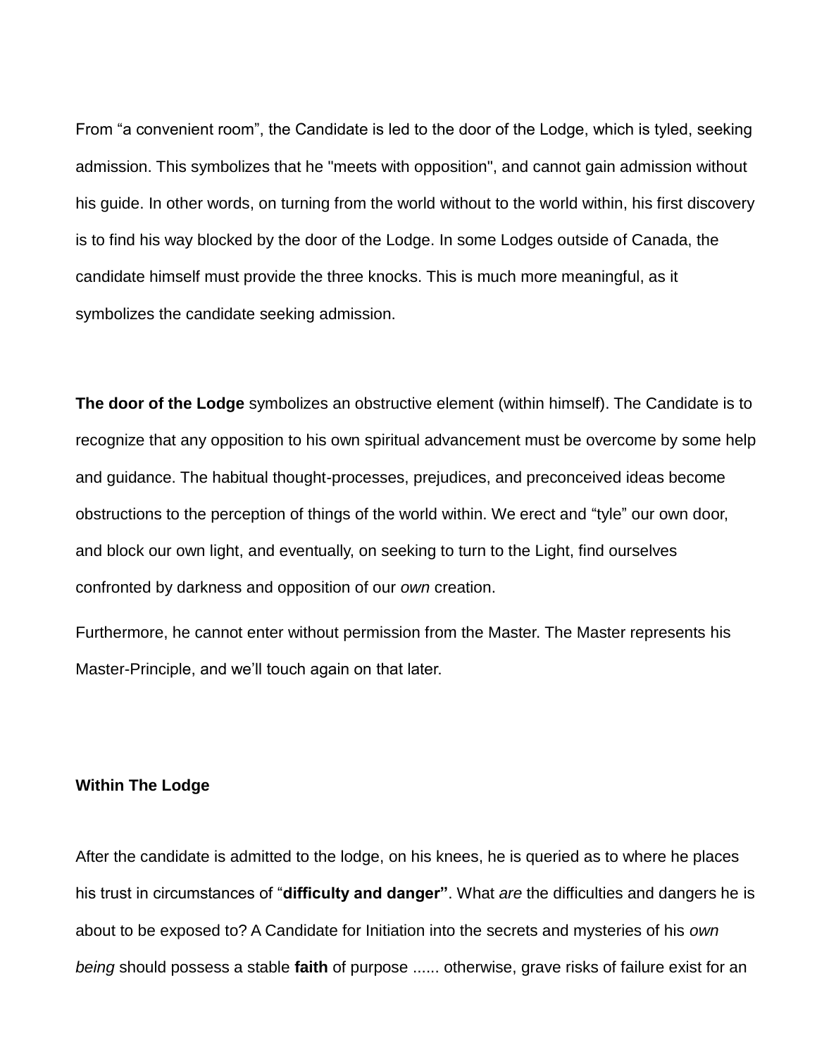From “a convenient room”, the Candidate is led to the door of the Lodge, which is tyled, seeking admission. This symbolizes that he "meets with opposition", and cannot gain admission without his guide. In other words, on turning from the world without to the world within, his first discovery is to find his way blocked by the door of the Lodge. In some Lodges outside of Canada, the candidate himself must provide the three knocks. This is much more meaningful, as it symbolizes the candidate seeking admission.

**The door of the Lodge** symbolizes an obstructive element (within himself). The Candidate is to recognize that any opposition to his own spiritual advancement must be overcome by some help and guidance. The habitual thought-processes, prejudices, and preconceived ideas become obstructions to the perception of things of the world within. We erect and “tyle” our own door, and block our own light, and eventually, on seeking to turn to the Light, find ourselves confronted by darkness and opposition of our *own* creation.

Furthermore, he cannot enter without permission from the Master. The Master represents his Master-Principle, and we’ll touch again on that later.

**Within The Lodge**

After the candidate is admitted to the lodge, on his knees, he is queried as to where he places his trust in circumstances of “**difficulty and danger”**. What *are* the difficulties and dangers he is about to be exposed to? A Candidate for Initiation into the secrets and mysteries of his *own being* should possess a stable **faith** of purpose ...... otherwise, grave risks of failure exist for an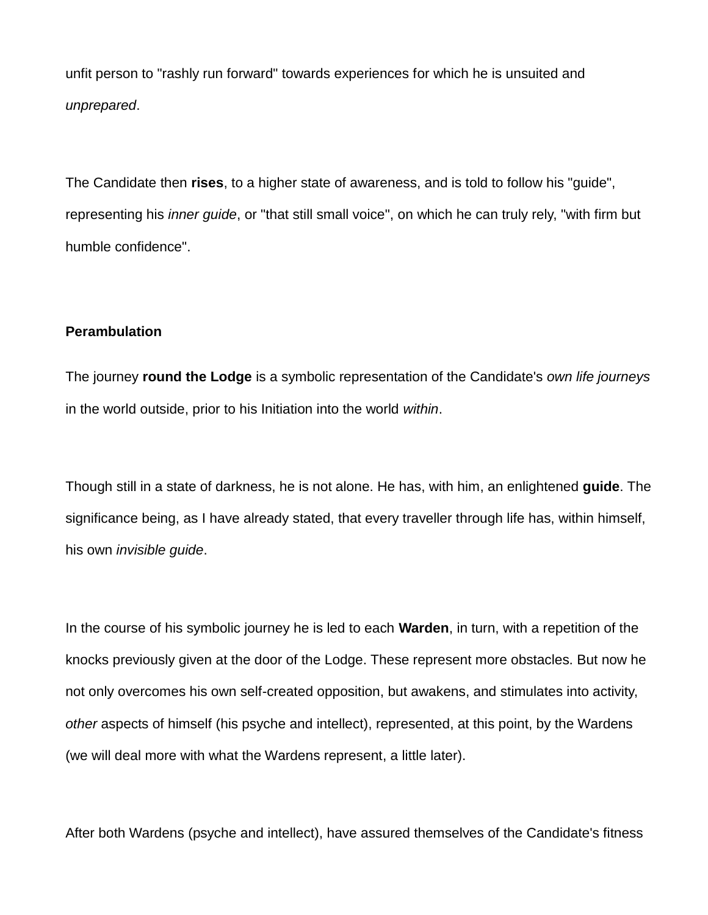unfit person to "rashly run forward" towards experiences for which he is unsuited and *unprepared*.

The Candidate then **rises**, to a higher state of awareness, and is told to follow his "guide", representing his *inner guide*, or "that still small voice", on which he can truly rely, "with firm but humble confidence".

**Perambulation**

The journey **round the Lodge** is a symbolic representation of the Candidate's *own life journeys* in the world outside, prior to his Initiation into the world *within*.

Though still in a state of darkness, he is not alone. He has, with him, an enlightened **guide**. The significance being, as I have already stated, that every traveller through life has, within himself, his own *invisible guide*.

In the course of his symbolic journey he is led to each **Warden**, in turn, with a repetition of the knocks previously given at the door of the Lodge. These represent more obstacles. But now he not only overcomes his own self-created opposition, but awakens, and stimulates into activity, *other* aspects of himself (his psyche and intellect), represented, at this point, by the Wardens (we will deal more with what the Wardens represent, a little later).

After both Wardens (psyche and intellect), have assured themselves of the Candidate's fitness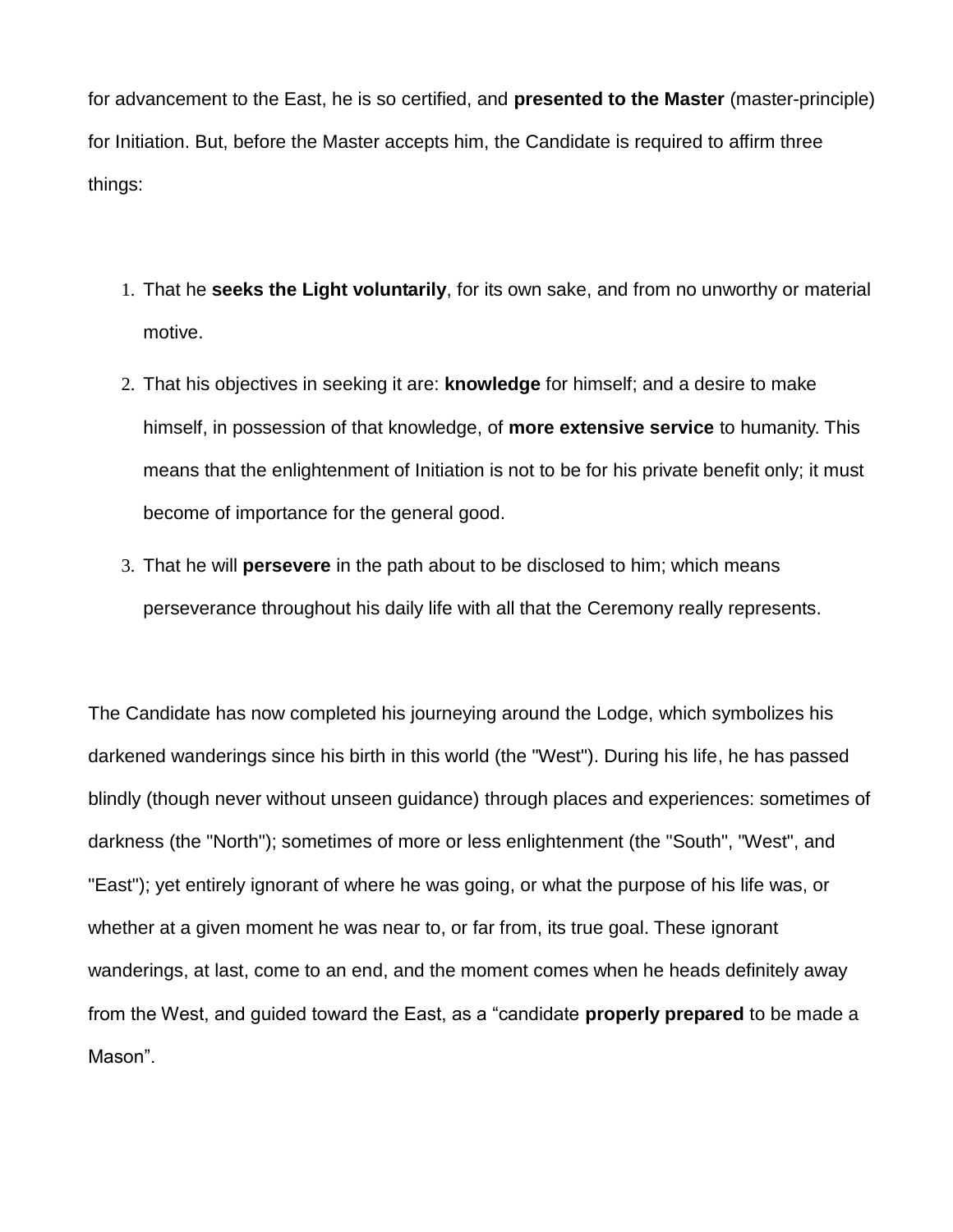for advancement to the East, he is so certified, and **presented to the Master** (master-principle) for Initiation. But, before the Master accepts him, the Candidate is required to affirm three things:

1. That he **seeks the Light voluntarily**, for its own sake, and from no unworthy or material motive.
2. That his objectives in seeking it are: **knowledge** for himself; and a desire to make himself, in possession of that knowledge, of **more extensive service** to humanity. This means that the enlightenment of Initiation is not to be for his private benefit only; it must become of importance for the general good.
3. That he will **persevere** in the path about to be disclosed to him; which means perseverance throughout his daily life with all that the Ceremony really represents.

The Candidate has now completed his journeying around the Lodge, which symbolizes his darkened wanderings since his birth in this world (the "West"). During his life, he has passed blindly (though never without unseen guidance) through places and experiences: sometimes of darkness (the "North"); sometimes of more or less enlightenment (the "South", "West", and "East"); yet entirely ignorant of where he was going, or what the purpose of his life was, or whether at a given moment he was near to, or far from, its true goal. These ignorant wanderings, at last, come to an end, and the moment comes when he heads definitely away from the West, and guided toward the East, as a "candidate **properly prepared** to be made a Mason".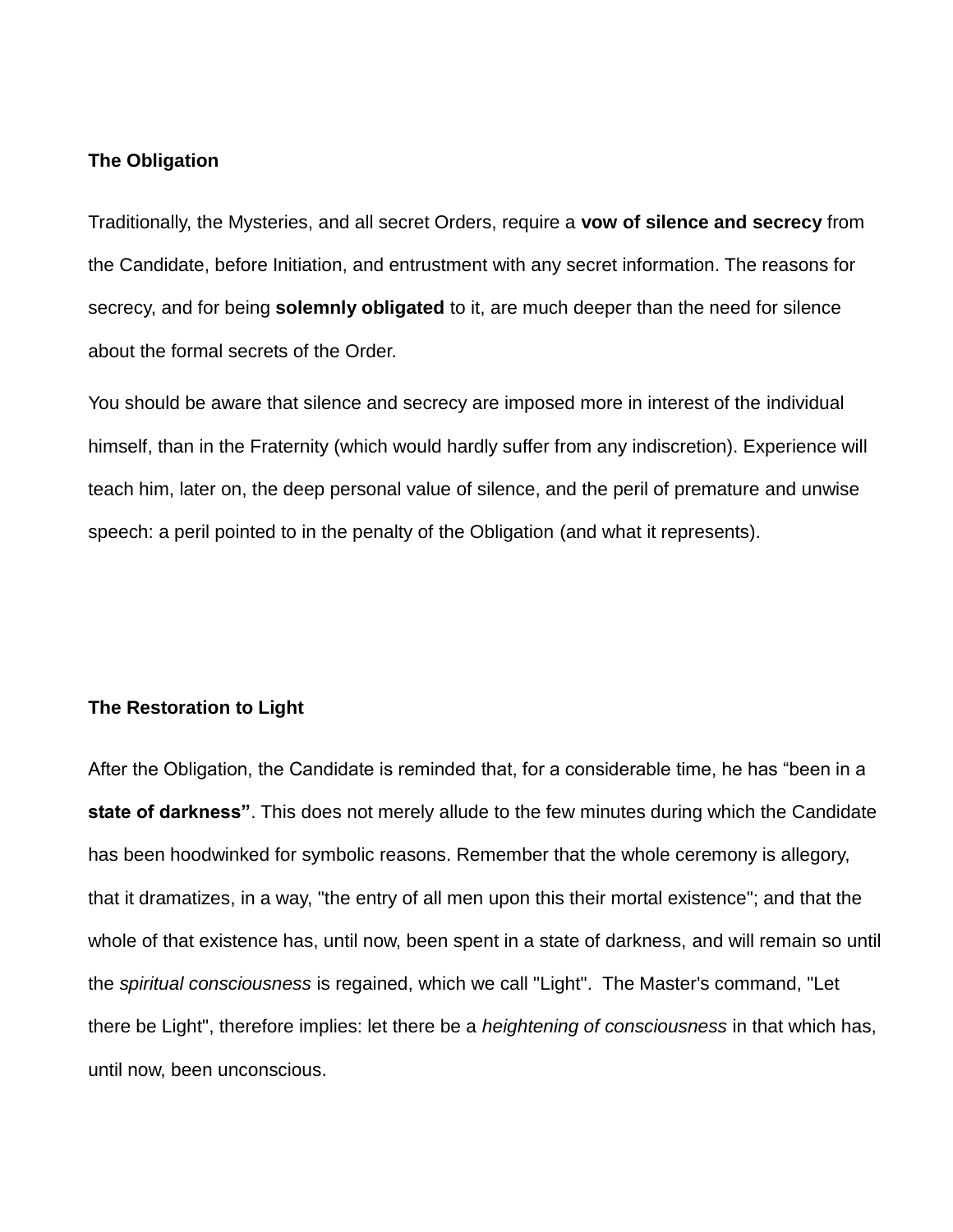**The Obligation**

Traditionally, the Mysteries, and all secret Orders, require a **vow of silence and secrecy** from the Candidate, before Initiation, and entrustment with any secret information. The reasons for secrecy, and for being **solemnly obligated** to it, are much deeper than the need for silence about the formal secrets of the Order.

You should be aware that silence and secrecy are imposed more in interest of the individual himself, than in the Fraternity (which would hardly suffer from any indiscretion). Experience will teach him, later on, the deep personal value of silence, and the peril of premature and unwise speech: a peril pointed to in the penalty of the Obligation (and what it represents).

**The Restoration to Light**

After the Obligation, the Candidate is reminded that, for a considerable time, he has "been in a **state of darkness"**. This does not merely allude to the few minutes during which the Candidate has been hoodwinked for symbolic reasons. Remember that the whole ceremony is allegory, that it dramatizes, in a way, "the entry of all men upon this their mortal existence"; and that the whole of that existence has, until now, been spent in a state of darkness, and will remain so until the *spiritual consciousness* is regained, which we call "Light". The Master's command, "Let there be Light", therefore implies: let there be a *heightening of consciousness* in that which has, until now, been unconscious.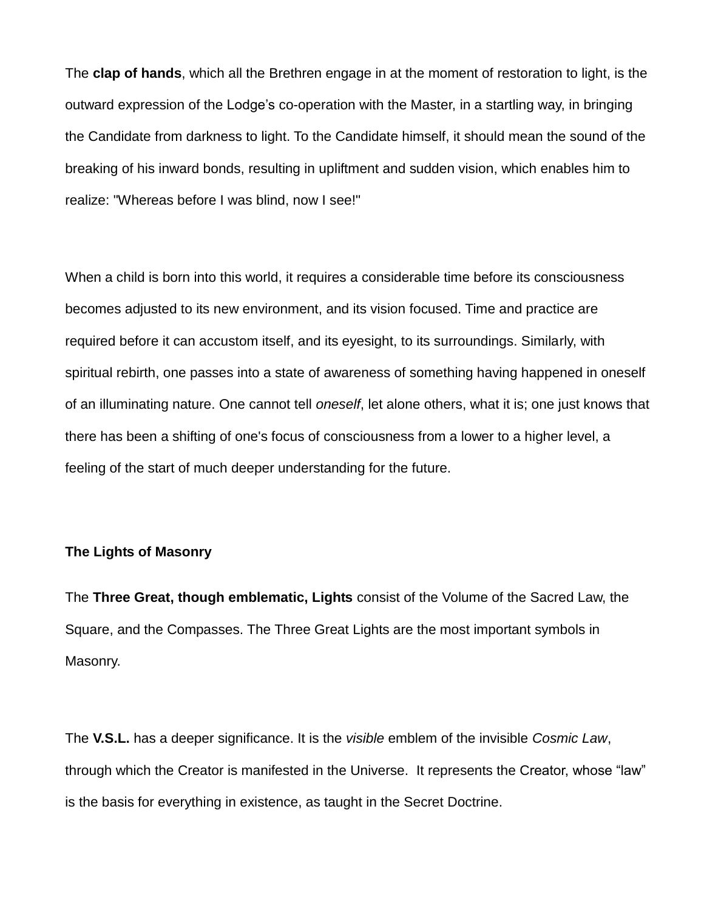The **clap of hands**, which all the Brethren engage in at the moment of restoration to light, is the outward expression of the Lodge's co-operation with the Master, in a startling way, in bringing the Candidate from darkness to light. To the Candidate himself, it should mean the sound of the breaking of his inward bonds, resulting in upliftment and sudden vision, which enables him to realize: "Whereas before I was blind, now I see!"

When a child is born into this world, it requires a considerable time before its consciousness becomes adjusted to its new environment, and its vision focused. Time and practice are required before it can accustom itself, and its eyesight, to its surroundings. Similarly, with spiritual rebirth, one passes into a state of awareness of something having happened in oneself of an illuminating nature. One cannot tell *oneself*, let alone others, what it is; one just knows that there has been a shifting of one's focus of consciousness from a lower to a higher level, a feeling of the start of much deeper understanding for the future.

**The Lights of Masonry**

The **Three Great, though emblematic, Lights** consist of the Volume of the Sacred Law, the Square, and the Compasses. The Three Great Lights are the most important symbols in Masonry.

The **V.S.L.** has a deeper significance. It is the *visible* emblem of the invisible *Cosmic Law*, through which the Creator is manifested in the Universe. It represents the Creator, whose "law" is the basis for everything in existence, as taught in the Secret Doctrine.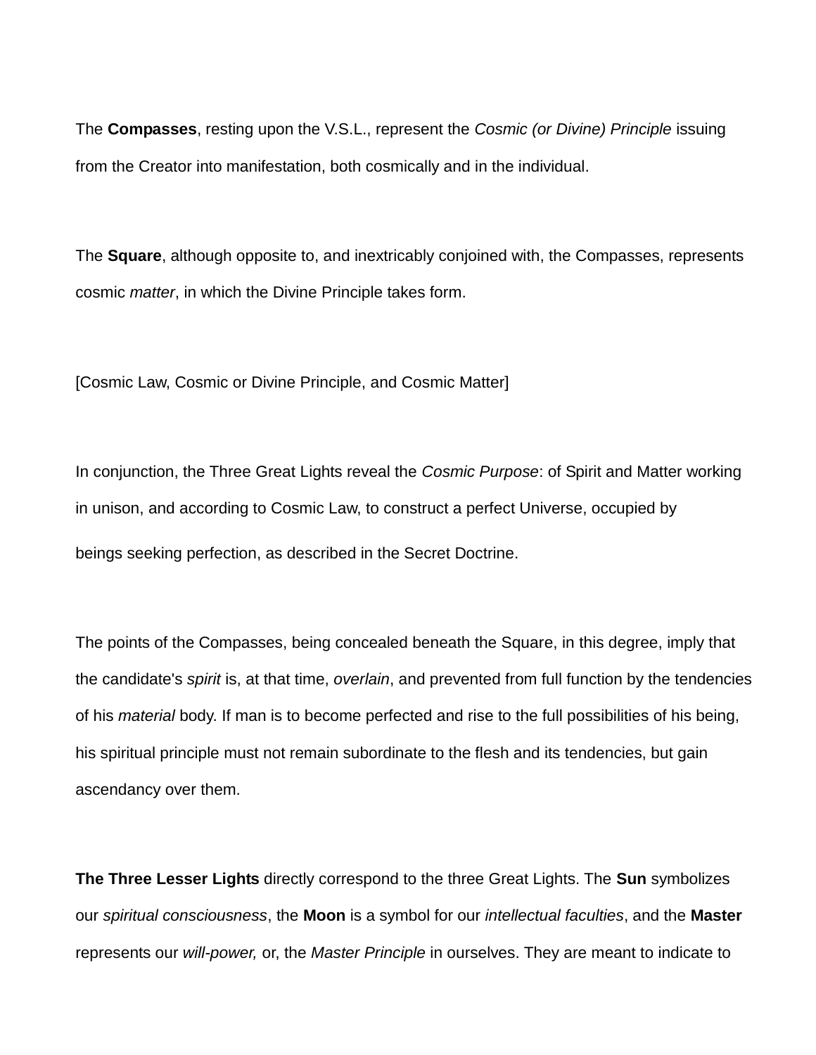The **Compasses**, resting upon the V.S.L., represent the *Cosmic (or Divine) Principle* issuing from the Creator into manifestation, both cosmically and in the individual.

The **Square**, although opposite to, and inextricably conjoined with, the Compasses, represents cosmic *matter*, in which the Divine Principle takes form.

[Cosmic Law, Cosmic or Divine Principle, and Cosmic Matter]

In conjunction, the Three Great Lights reveal the *Cosmic Purpose*: of Spirit and Matter working in unison, and according to Cosmic Law, to construct a perfect Universe, occupied by beings seeking perfection, as described in the Secret Doctrine.

The points of the Compasses, being concealed beneath the Square, in this degree, imply that the candidate's *spirit* is, at that time, *overlain*, and prevented from full function by the tendencies of his *material* body. If man is to become perfected and rise to the full possibilities of his being, his spiritual principle must not remain subordinate to the flesh and its tendencies, but gain ascendancy over them.

**The Three Lesser Lights** directly correspond to the three Great Lights. The **Sun** symbolizes our *spiritual consciousness*, the **Moon** is a symbol for our *intellectual faculties*, and the **Master** represents our *will-power,* or, the *Master Principle* in ourselves. They are meant to indicate to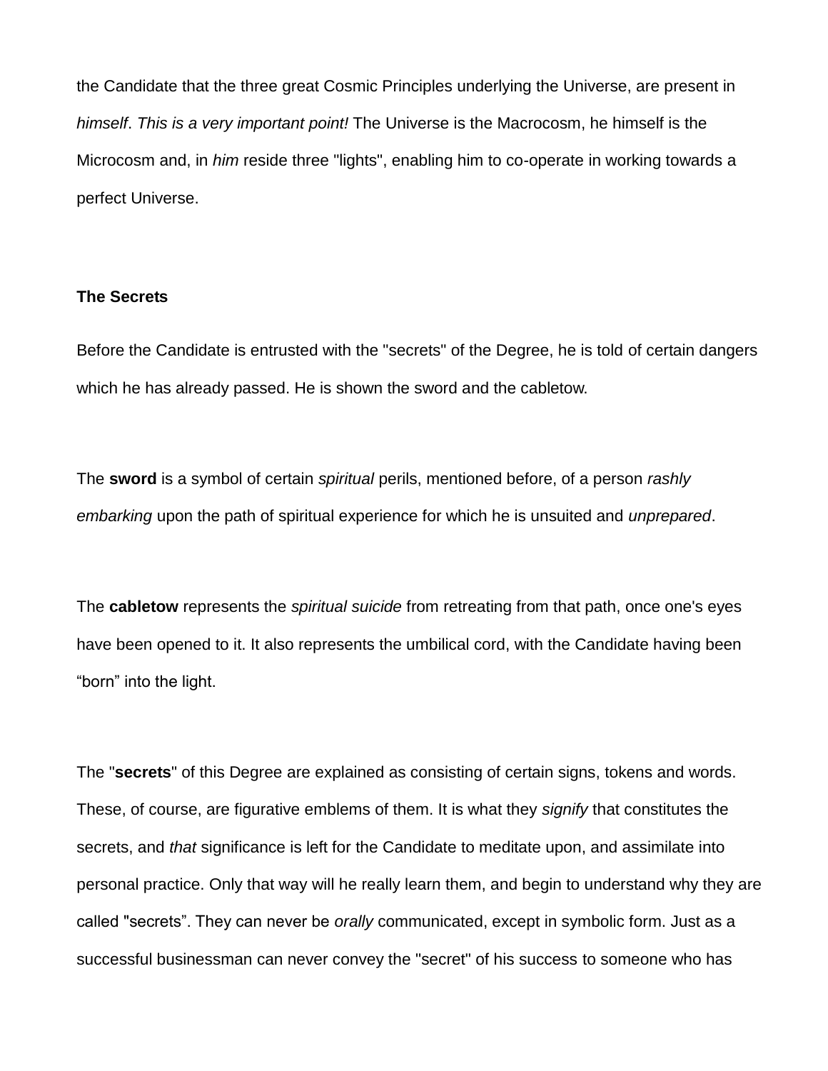the Candidate that the three great Cosmic Principles underlying the Universe, are present in *himself*. *This is a very important point!* The Universe is the Macrocosm, he himself is the Microcosm and, in *him* reside three "lights", enabling him to co-operate in working towards a perfect Universe.

**The Secrets**

Before the Candidate is entrusted with the "secrets" of the Degree, he is told of certain dangers which he has already passed. He is shown the sword and the cabletow.

The **sword** is a symbol of certain *spiritual* perils, mentioned before, of a person *rashly embarking* upon the path of spiritual experience for which he is unsuited and *unprepared*.

The **cabletow** represents the *spiritual suicide* from retreating from that path, once one's eyes have been opened to it. It also represents the umbilical cord, with the Candidate having been "born" into the light.

The "**secrets**" of this Degree are explained as consisting of certain signs, tokens and words. These, of course, are figurative emblems of them. It is what they *signify* that constitutes the secrets, and *that* significance is left for the Candidate to meditate upon, and assimilate into personal practice. Only that way will he really learn them, and begin to understand why they are called "secrets". They can never be *orally* communicated, except in symbolic form. Just as a successful businessman can never convey the "secret" of his success to someone who has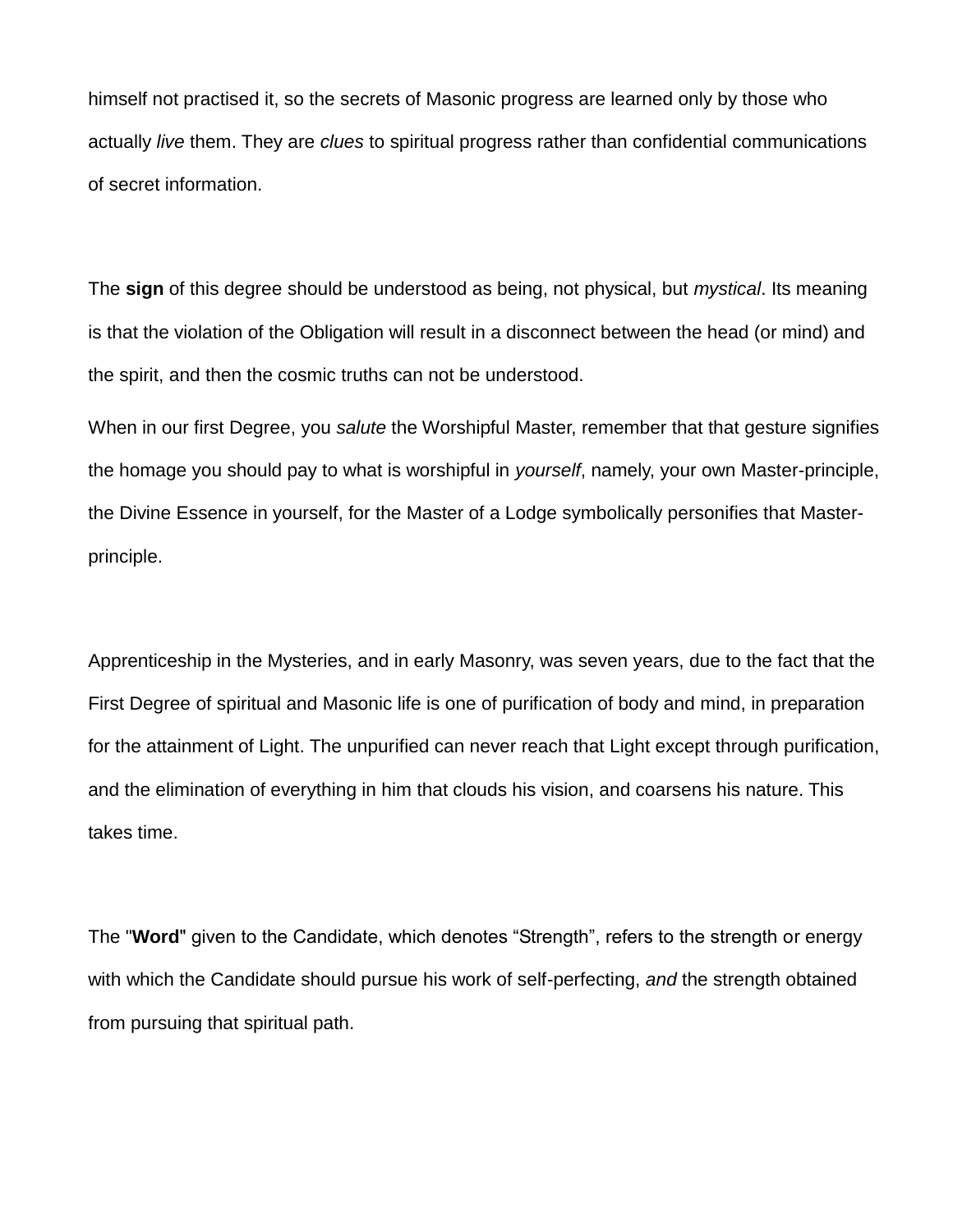himself not practised it, so the secrets of Masonic progress are learned only by those who actually *live* them. They are *clues* to spiritual progress rather than confidential communications of secret information.

The **sign** of this degree should be understood as being, not physical, but *mystical*. Its meaning is that the violation of the Obligation will result in a disconnect between the head (or mind) and the spirit, and then the cosmic truths can not be understood.

When in our first Degree, you *salute* the Worshipful Master, remember that that gesture signifies the homage you should pay to what is worshipful in *yourself*, namely, your own Master-principle, the Divine Essence in yourself, for the Master of a Lodge symbolically personifies that Master-principle.

Apprenticeship in the Mysteries, and in early Masonry, was seven years, due to the fact that the First Degree of spiritual and Masonic life is one of purification of body and mind, in preparation for the attainment of Light. The unpurified can never reach that Light except through purification, and the elimination of everything in him that clouds his vision, and coarsens his nature. This takes time.

The "**Word**" given to the Candidate, which denotes “Strength”, refers to the strength or energy with which the Candidate should pursue his work of self-perfecting, *and* the strength obtained from pursuing that spiritual path.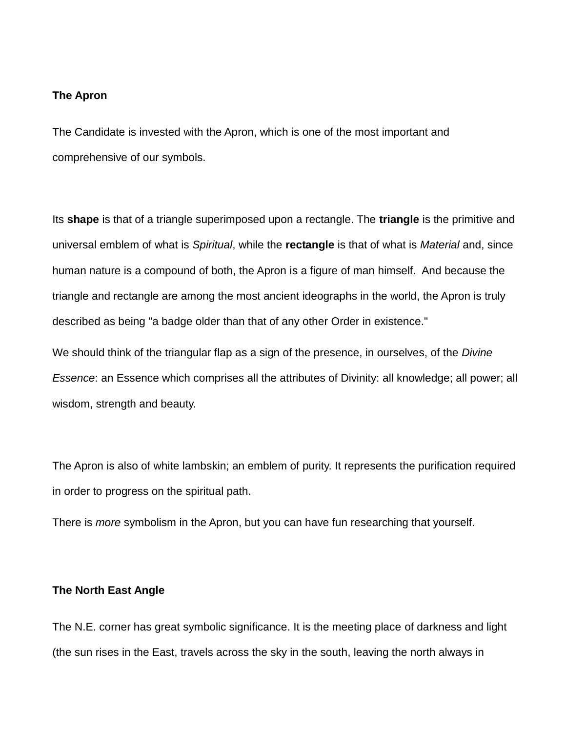**The Apron**

The Candidate is invested with the Apron, which is one of the most important and comprehensive of our symbols.

Its **shape** is that of a triangle superimposed upon a rectangle. The **triangle** is the primitive and universal emblem of what is *Spiritual*, while the **rectangle** is that of what is *Material* and, since human nature is a compound of both, the Apron is a figure of man himself. And because the triangle and rectangle are among the most ancient ideographs in the world, the Apron is truly described as being "a badge older than that of any other Order in existence."

We should think of the triangular flap as a sign of the presence, in ourselves, of the *Divine Essence*: an Essence which comprises all the attributes of Divinity: all knowledge; all power; all wisdom, strength and beauty.

The Apron is also of white lambskin; an emblem of purity. It represents the purification required in order to progress on the spiritual path.

There is *more* symbolism in the Apron, but you can have fun researching that yourself.

**The North East Angle**

The N.E. corner has great symbolic significance. It is the meeting place of darkness and light (the sun rises in the East, travels across the sky in the south, leaving the north always in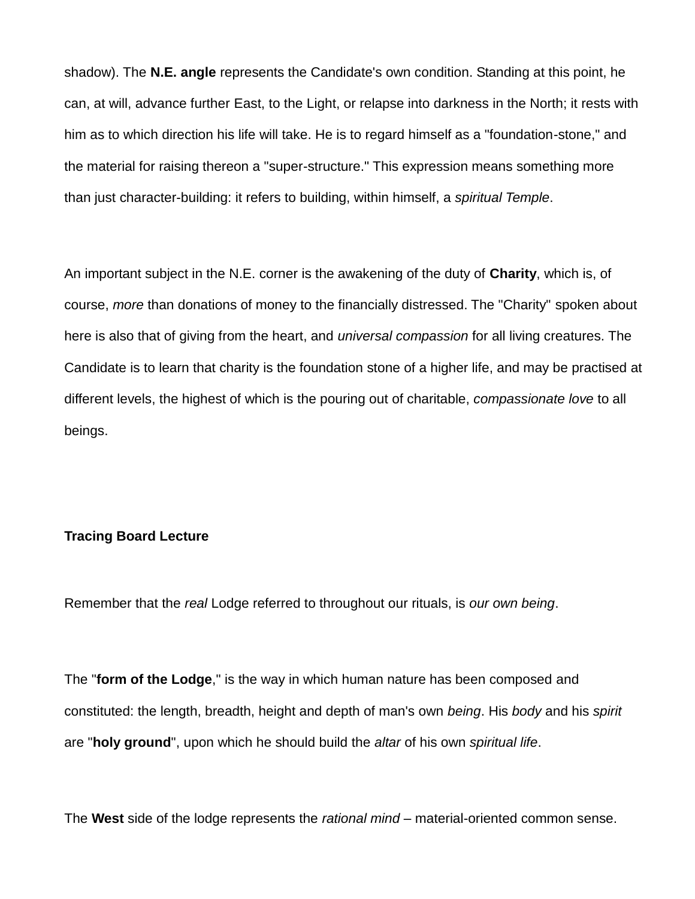shadow). The **N.E. angle** represents the Candidate's own condition. Standing at this point, he can, at will, advance further East, to the Light, or relapse into darkness in the North; it rests with him as to which direction his life will take. He is to regard himself as a "foundation-stone," and the material for raising thereon a "super-structure." This expression means something more than just character-building: it refers to building, within himself, a *spiritual Temple*.

An important subject in the N.E. corner is the awakening of the duty of **Charity**, which is, of course, *more* than donations of money to the financially distressed. The "Charity" spoken about here is also that of giving from the heart, and *universal compassion* for all living creatures. The Candidate is to learn that charity is the foundation stone of a higher life, and may be practised at different levels, the highest of which is the pouring out of charitable, *compassionate love* to all beings.

**Tracing Board Lecture**

Remember that the *real* Lodge referred to throughout our rituals, is *our own being*.

The "**form of the Lodge**," is the way in which human nature has been composed and constituted: the length, breadth, height and depth of man's own *being*. His *body* and his *spirit* are "**holy ground**", upon which he should build the *altar* of his own *spiritual life*.

The **West** side of the lodge represents the *rational mind* – material-oriented common sense.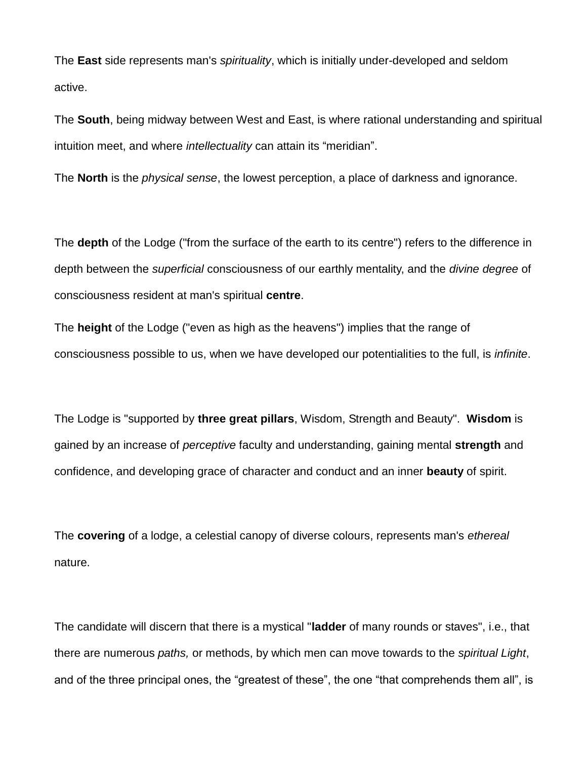The **East** side represents man's *spirituality*, which is initially under-developed and seldom active.

The **South**, being midway between West and East, is where rational understanding and spiritual intuition meet, and where *intellectuality* can attain its “meridian”.

The **North** is the *physical sense*, the lowest perception, a place of darkness and ignorance.

The **depth** of the Lodge ("from the surface of the earth to its centre") refers to the difference in depth between the *superficial* consciousness of our earthly mentality, and the *divine degree* of consciousness resident at man's spiritual **centre**.

The **height** of the Lodge ("even as high as the heavens") implies that the range of consciousness possible to us, when we have developed our potentialities to the full, is *infinite*.

The Lodge is "supported by **three great pillars**, Wisdom, Strength and Beauty". **Wisdom** is gained by an increase of *perceptive* faculty and understanding, gaining mental **strength** and confidence, and developing grace of character and conduct and an inner **beauty** of spirit.

The **covering** of a lodge, a celestial canopy of diverse colours, represents man's *ethereal* nature.

The candidate will discern that there is a mystical "**ladder** of many rounds or staves", i.e., that there are numerous *paths,* or methods, by which men can move towards to the *spiritual Light*, and of the three principal ones, the “greatest of these”, the one “that comprehends them all”, is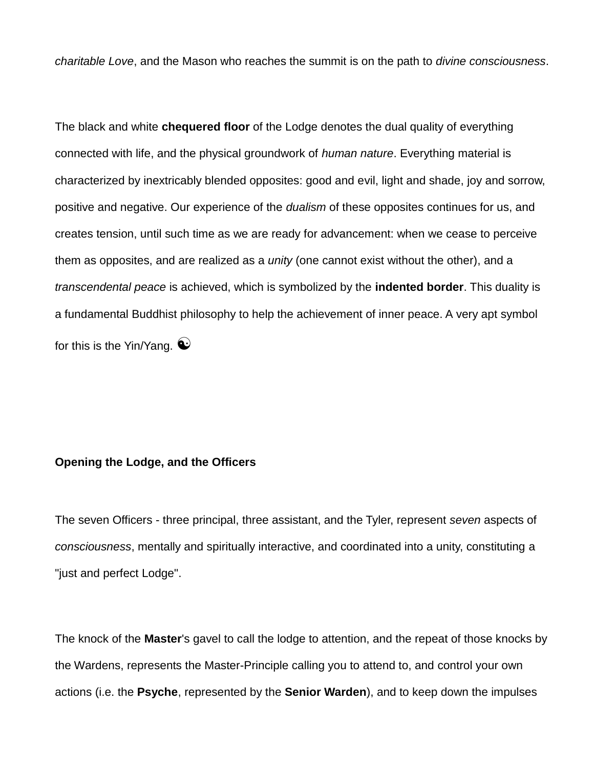*charitable Love*, and the Mason who reaches the summit is on the path to *divine consciousness*.

The black and white **chequered floor** of the Lodge denotes the dual quality of everything connected with life, and the physical groundwork of *human nature*. Everything material is characterized by inextricably blended opposites: good and evil, light and shade, joy and sorrow, positive and negative. Our experience of the *dualism* of these opposites continues for us, and creates tension, until such time as we are ready for advancement: when we cease to perceive them as opposites, and are realized as a *unity* (one cannot exist without the other), and a *transcendental peace* is achieved, which is symbolized by the **indented border**. This duality is a fundamental Buddhist philosophy to help the achievement of inner peace. A very apt symbol for this is the Yin/Yang. ☯

**Opening the Lodge, and the Officers**

The seven Officers - three principal, three assistant, and the Tyler, represent *seven* aspects of *consciousness*, mentally and spiritually interactive, and coordinated into a unity, constituting a "just and perfect Lodge".

The knock of the **Master**'s gavel to call the lodge to attention, and the repeat of those knocks by the Wardens, represents the Master-Principle calling you to attend to, and control your own actions (i.e. the **Psyche**, represented by the **Senior Warden**), and to keep down the impulses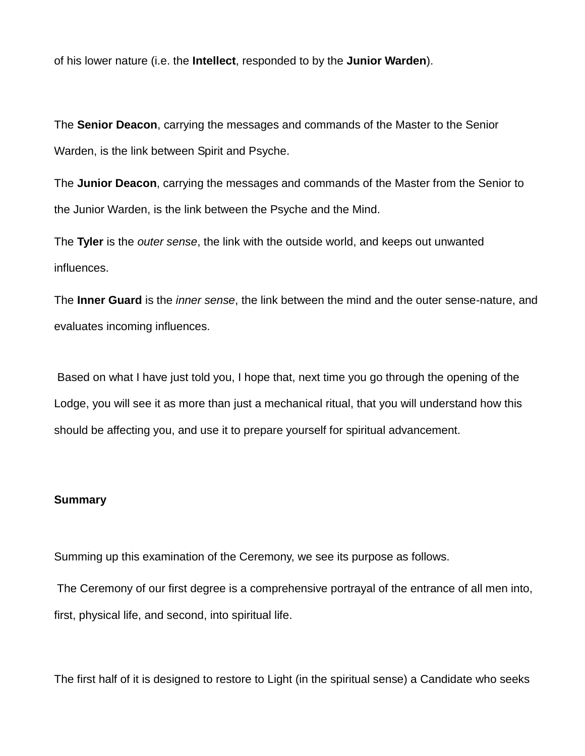of his lower nature (i.e. the **Intellect**, responded to by the **Junior Warden**).

The **Senior Deacon**, carrying the messages and commands of the Master to the Senior Warden, is the link between Spirit and Psyche.

The **Junior Deacon**, carrying the messages and commands of the Master from the Senior to the Junior Warden, is the link between the Psyche and the Mind.

The **Tyler** is the *outer sense*, the link with the outside world, and keeps out unwanted influences.

The **Inner Guard** is the *inner sense*, the link between the mind and the outer sense-nature, and evaluates incoming influences.

Based on what I have just told you, I hope that, next time you go through the opening of the Lodge, you will see it as more than just a mechanical ritual, that you will understand how this should be affecting you, and use it to prepare yourself for spiritual advancement.

**Summary**

Summing up this examination of the Ceremony, we see its purpose as follows.

The Ceremony of our first degree is a comprehensive portrayal of the entrance of all men into, first, physical life, and second, into spiritual life.

The first half of it is designed to restore to Light (in the spiritual sense) a Candidate who seeks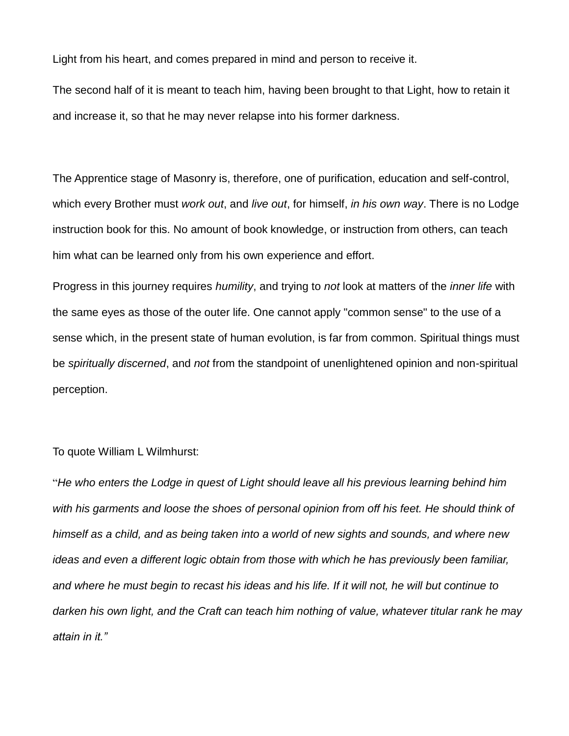Light from his heart, and comes prepared in mind and person to receive it.

The second half of it is meant to teach him, having been brought to that Light, how to retain it and increase it, so that he may never relapse into his former darkness.

The Apprentice stage of Masonry is, therefore, one of purification, education and self-control, which every Brother must *work out*, and *live out*, for himself, *in his own way*. There is no Lodge instruction book for this. No amount of book knowledge, or instruction from others, can teach him what can be learned only from his own experience and effort.

Progress in this journey requires *humility*, and trying to *not* look at matters of the *inner life* with the same eyes as those of the outer life. One cannot apply "common sense" to the use of a sense which, in the present state of human evolution, is far from common. Spiritual things must be *spiritually discerned*, and *not* from the standpoint of unenlightened opinion and non-spiritual perception.

To quote William L Wilmhurst:

"*He who enters the Lodge in quest of Light should leave all his previous learning behind him with his garments and loose the shoes of personal opinion from off his feet. He should think of himself as a child, and as being taken into a world of new sights and sounds, and where new ideas and even a different logic obtain from those with which he has previously been familiar, and where he must begin to recast his ideas and his life. If it will not, he will but continue to darken his own light, and the Craft can teach him nothing of value, whatever titular rank he may attain in it.*"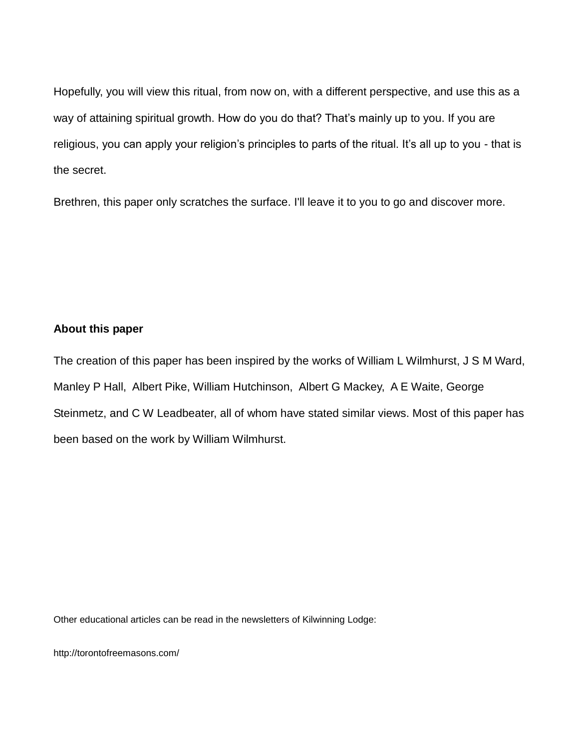Hopefully, you will view this ritual, from now on, with a different perspective, and use this as a way of attaining spiritual growth. How do you do that? That's mainly up to you. If you are religious, you can apply your religion's principles to parts of the ritual. It's all up to you - that is the secret.

Brethren, this paper only scratches the surface. I'll leave it to you to go and discover more.

**About this paper**

The creation of this paper has been inspired by the works of William L Wilmhurst, J S M Ward, Manley P Hall, Albert Pike, William Hutchinson, Albert G Mackey, A E Waite, George Steinmetz, and C W Leadbeater, all of whom have stated similar views. Most of this paper has been based on the work by William Wilmhurst.

Other educational articles can be read in the newsletters of Kilwinning Lodge:

http://torontofreemasons.com/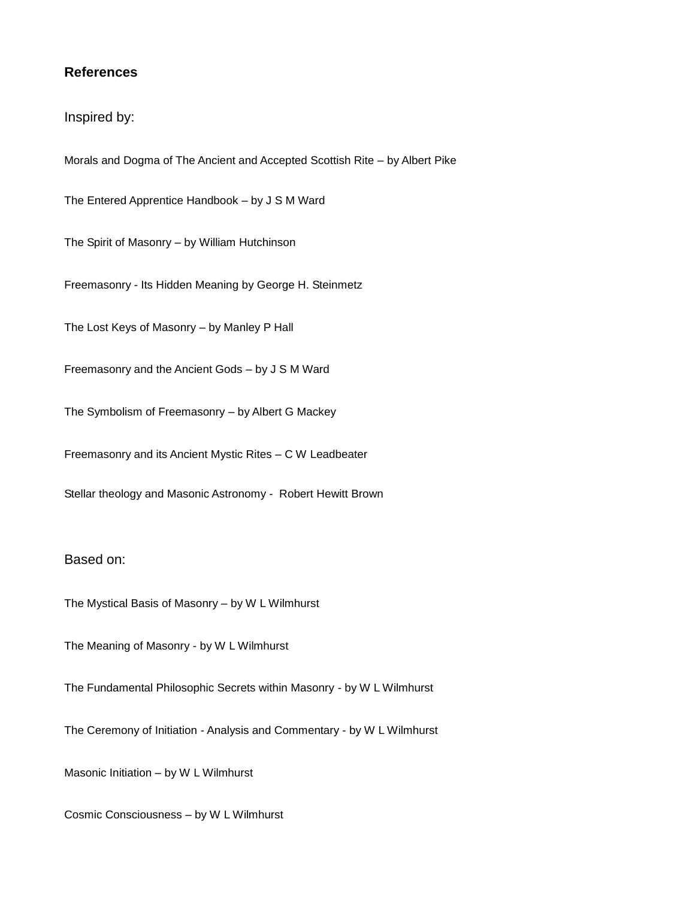## References

Inspired by:

Morals and Dogma of The Ancient and Accepted Scottish Rite – by Albert Pike

The Entered Apprentice Handbook – by J S M Ward

The Spirit of Masonry – by William Hutchinson

Freemasonry - Its Hidden Meaning by George H. Steinmetz

The Lost Keys of Masonry – by Manley P Hall

Freemasonry and the Ancient Gods – by J S M Ward

The Symbolism of Freemasonry – by Albert G Mackey

Freemasonry and its Ancient Mystic Rites – C W Leadbeater

Stellar theology and Masonic Astronomy - Robert Hewitt Brown

Based on:

The Mystical Basis of Masonry – by W L Wilmhurst

The Meaning of Masonry - by W L Wilmhurst

The Fundamental Philosophic Secrets within Masonry - by W L Wilmhurst

The Ceremony of Initiation - Analysis and Commentary - by W L Wilmhurst

Masonic Initiation – by W L Wilmhurst

Cosmic Consciousness – by W L Wilmhurst